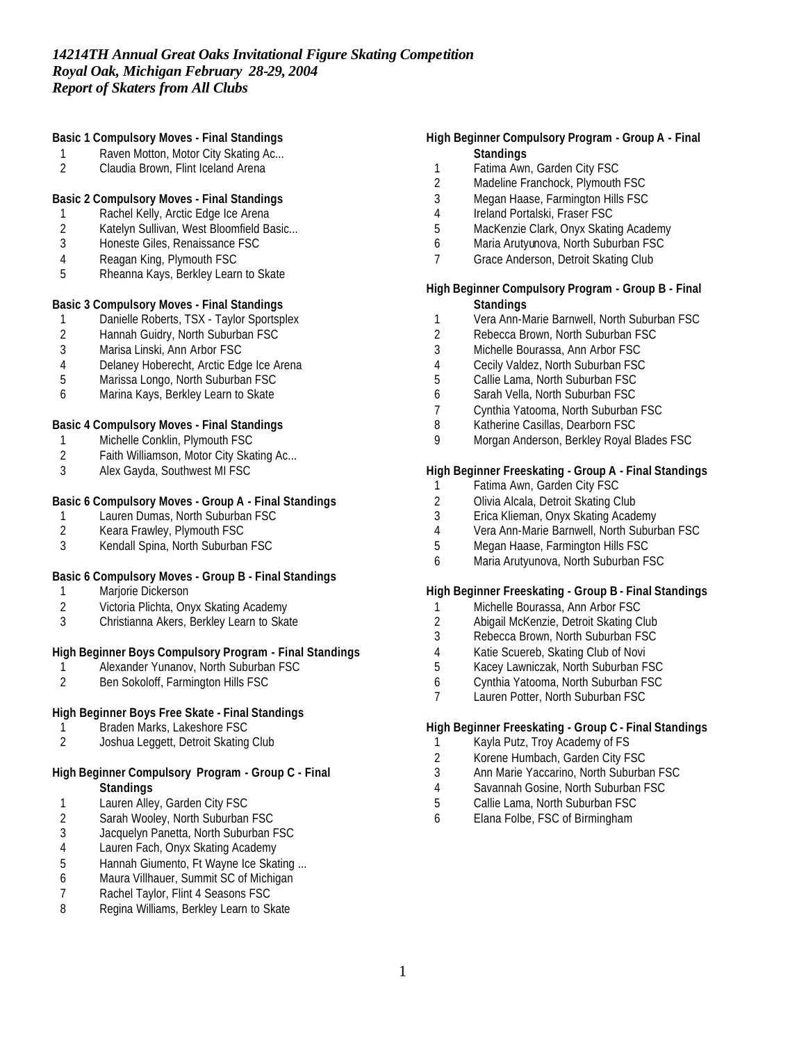*14214TH Annual Great Oaks Invitational Figure Skating Competition*
*Royal Oak, Michigan February 28-29, 2004*
*Report of Skaters from All Clubs*

**Basic 1 Compulsory Moves - Final Standings**

1. Raven Motton, Motor City Skating Ac...
2. Claudia Brown, Flint Iceland Arena

**Basic 2 Compulsory Moves - Final Standings**

1. Rachel Kelly, Arctic Edge Ice Arena
2. Katelyn Sullivan, West Bloomfield Basic...
3. Honeste Giles, Renaissance FSC
4. Reagan King, Plymouth FSC
5. Rheanna Kays, Berkley Learn to Skate

**Basic 3 Compulsory Moves - Final Standings**

1. Danielle Roberts, TSX - Taylor Sportsplex
2. Hannah Guidry, North Suburban FSC
3. Marisa Linski, Ann Arbor FSC
4. Delaney Hoberecht, Arctic Edge Ice Arena
5. Marissa Longo, North Suburban FSC
6. Marina Kays, Berkley Learn to Skate

**Basic 4 Compulsory Moves - Final Standings**

1. Michelle Conklin, Plymouth FSC
2. Faith Williamson, Motor City Skating Ac...
3. Alex Gayda, Southwest MI FSC

**Basic 6 Compulsory Moves - Group A - Final Standings**

1. Lauren Dumas, North Suburban FSC
2. Keara Frawley, Plymouth FSC
3. Kendall Spina, North Suburban FSC

**Basic 6 Compulsory Moves - Group B - Final Standings**

1. Marjorie Dickerson
2. Victoria Plichta, Onyx Skating Academy
3. Christianna Akers, Berkley Learn to Skate

**High Beginner Boys Compulsory Program - Final Standings**

1. Alexander Yunanov, North Suburban FSC
2. Ben Sokoloff, Farmington Hills FSC

**High Beginner Boys Free Skate - Final Standings**

1. Braden Marks, Lakeshore FSC
2. Joshua Leggett, Detroit Skating Club

**High Beginner Compulsory Program - Group C - Final Standings**

1. Lauren Alley, Garden City FSC
2. Sarah Wooley, North Suburban FSC
3. Jacquelyn Panetta, North Suburban FSC
4. Lauren Fach, Onyx Skating Academy
5. Hannah Giumento, Ft Wayne Ice Skating ...
6. Maura Villhauer, Summit SC of Michigan
7. Rachel Taylor, Flint 4 Seasons FSC
8. Regina Williams, Berkley Learn to Skate

**High Beginner Compulsory Program - Group A - Final Standings**

1. Fatima Awn, Garden City FSC
2. Madeline Franchock, Plymouth FSC
3. Megan Haase, Farmington Hills FSC
4. Ireland Portalski, Fraser FSC
5. MacKenzie Clark, Onyx Skating Academy
6. Maria Arutyunova, North Suburban FSC
7. Grace Anderson, Detroit Skating Club

**High Beginner Compulsory Program - Group B - Final Standings**

1. Vera Ann-Marie Barnwell, North Suburban FSC
2. Rebecca Brown, North Suburban FSC
3. Michelle Bourassa, Ann Arbor FSC
4. Cecily Valdez, North Suburban FSC
5. Callie Lama, North Suburban FSC
6. Sarah Vella, North Suburban FSC
7. Cynthia Yatooma, North Suburban FSC
8. Katherine Casillas, Dearborn FSC
9. Morgan Anderson, Berkley Royal Blades FSC

**High Beginner Freeskating - Group A - Final Standings**

1. Fatima Awn, Garden City FSC
2. Olivia Alcala, Detroit Skating Club
3. Erica Klieman, Onyx Skating Academy
4. Vera Ann-Marie Barnwell, North Suburban FSC
5. Megan Haase, Farmington Hills FSC
6. Maria Arutyunova, North Suburban FSC

**High Beginner Freeskating - Group B - Final Standings**

1. Michelle Bourassa, Ann Arbor FSC
2. Abigail McKenzie, Detroit Skating Club
3. Rebecca Brown, North Suburban FSC
4. Katie Scuereb, Skating Club of Novi
5. Kacey Lawniczak, North Suburban FSC
6. Cynthia Yatooma, North Suburban FSC
7. Lauren Potter, North Suburban FSC

**High Beginner Freeskating - Group C - Final Standings**

1. Kayla Putz, Troy Academy of FS
2. Korene Humbach, Garden City FSC
3. Ann Marie Yaccarino, North Suburban FSC
4. Savannah Gosine, North Suburban FSC
5. Callie Lama, North Suburban FSC
6. Elana Folbe, FSC of Birmingham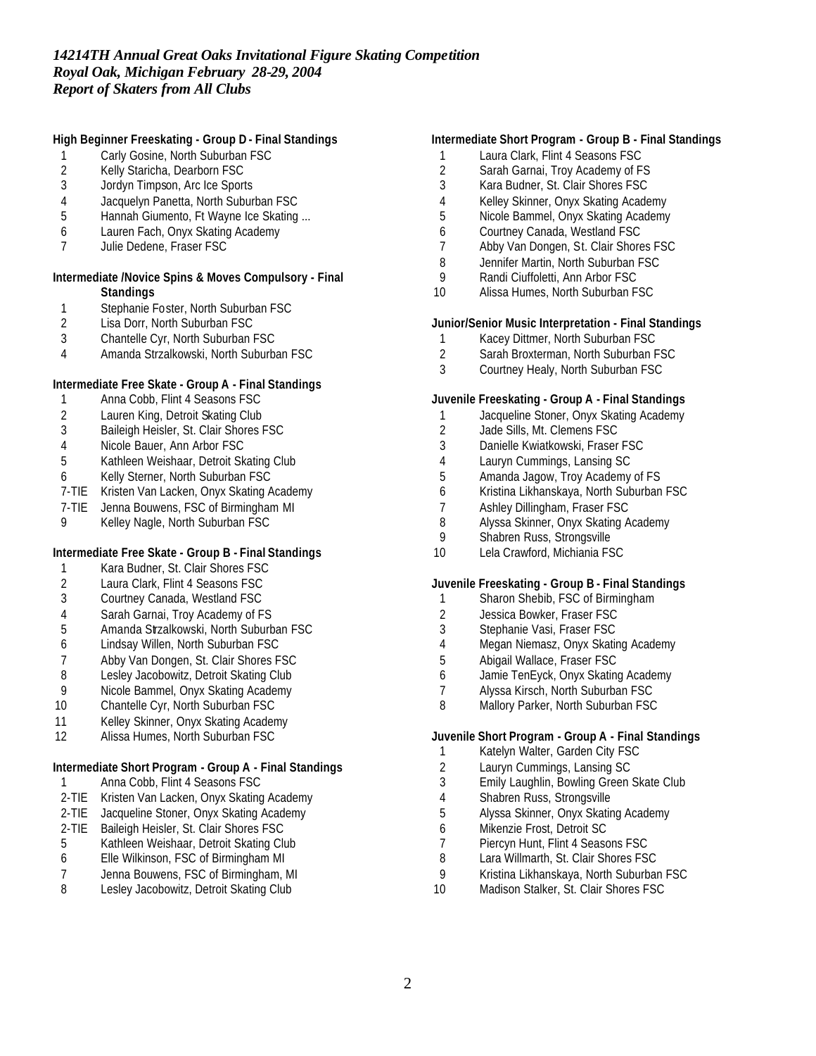*14214TH Annual Great Oaks Invitational Figure Skating Competition*
*Royal Oak, Michigan February 28-29, 2004*
*Report of Skaters from All Clubs*

**High Beginner Freeskating - Group D - Final Standings**

1 Carly Gosine, North Suburban FSC
2 Kelly Staricha, Dearborn FSC
3 Jordyn Timpson, Arc Ice Sports
4 Jacquelyn Panetta, North Suburban FSC
5 Hannah Giumento, Ft Wayne Ice Skating ...
6 Lauren Fach, Onyx Skating Academy
7 Julie Dedene, Fraser FSC

**Intermediate /Novice Spins & Moves Compulsory - Final Standings**

1 Stephanie Foster, North Suburban FSC
2 Lisa Dorr, North Suburban FSC
3 Chantelle Cyr, North Suburban FSC
4 Amanda Strzalkowski, North Suburban FSC

**Intermediate Free Skate - Group A - Final Standings**

1 Anna Cobb, Flint 4 Seasons FSC
2 Lauren King, Detroit Skating Club
3 Baileigh Heisler, St. Clair Shores FSC
4 Nicole Bauer, Ann Arbor FSC
5 Kathleen Weishaar, Detroit Skating Club
6 Kelly Sterner, North Suburban FSC
7-TIE Kristen Van Lacken, Onyx Skating Academy
7-TIE Jenna Bouwens, FSC of Birmingham MI
9 Kelley Nagle, North Suburban FSC

**Intermediate Free Skate - Group B - Final Standings**

1 Kara Budner, St. Clair Shores FSC
2 Laura Clark, Flint 4 Seasons FSC
3 Courtney Canada, Westland FSC
4 Sarah Garnai, Troy Academy of FS
5 Amanda Strzalkowski, North Suburban FSC
6 Lindsay Willen, North Suburban FSC
7 Abby Van Dongen, St. Clair Shores FSC
8 Lesley Jacobowitz, Detroit Skating Club
9 Nicole Bammel, Onyx Skating Academy
10 Chantelle Cyr, North Suburban FSC
11 Kelley Skinner, Onyx Skating Academy
12 Alissa Humes, North Suburban FSC

**Intermediate Short Program - Group A - Final Standings**

1 Anna Cobb, Flint 4 Seasons FSC
2-TIE Kristen Van Lacken, Onyx Skating Academy
2-TIE Jacqueline Stoner, Onyx Skating Academy
2-TIE Baileigh Heisler, St. Clair Shores FSC
5 Kathleen Weishaar, Detroit Skating Club
6 Elle Wilkinson, FSC of Birmingham MI
7 Jenna Bouwens, FSC of Birmingham, MI
8 Lesley Jacobowitz, Detroit Skating Club

**Intermediate Short Program - Group B - Final Standings**

1 Laura Clark, Flint 4 Seasons FSC
2 Sarah Garnai, Troy Academy of FS
3 Kara Budner, St. Clair Shores FSC
4 Kelley Skinner, Onyx Skating Academy
5 Nicole Bammel, Onyx Skating Academy
6 Courtney Canada, Westland FSC
7 Abby Van Dongen, St. Clair Shores FSC
8 Jennifer Martin, North Suburban FSC
9 Randi Ciuffoletti, Ann Arbor FSC
10 Alissa Humes, North Suburban FSC

**Junior/Senior Music Interpretation - Final Standings**

1 Kacey Dittmer, North Suburban FSC
2 Sarah Broxterman, North Suburban FSC
3 Courtney Healy, North Suburban FSC

**Juvenile Freeskating - Group A - Final Standings**

1 Jacqueline Stoner, Onyx Skating Academy
2 Jade Sills, Mt. Clemens FSC
3 Danielle Kwiatkowski, Fraser FSC
4 Lauryn Cummings, Lansing SC
5 Amanda Jagow, Troy Academy of FS
6 Kristina Likhanskaya, North Suburban FSC
7 Ashley Dillingham, Fraser FSC
8 Alyssa Skinner, Onyx Skating Academy
9 Shabren Russ, Strongsville
10 Lela Crawford, Michiania FSC

**Juvenile Freeskating - Group B - Final Standings**

1 Sharon Shebib, FSC of Birmingham
2 Jessica Bowker, Fraser FSC
3 Stephanie Vasi, Fraser FSC
4 Megan Niemasz, Onyx Skating Academy
5 Abigail Wallace, Fraser FSC
6 Jamie TenEyck, Onyx Skating Academy
7 Alyssa Kirsch, North Suburban FSC
8 Mallory Parker, North Suburban FSC

**Juvenile Short Program - Group A - Final Standings**

1 Katelyn Walter, Garden City FSC
2 Lauryn Cummings, Lansing SC
3 Emily Laughlin, Bowling Green Skate Club
4 Shabren Russ, Strongsville
5 Alyssa Skinner, Onyx Skating Academy
6 Mikenzie Frost, Detroit SC
7 Piercyn Hunt, Flint 4 Seasons FSC
8 Lara Willmarth, St. Clair Shores FSC
9 Kristina Likhanskaya, North Suburban FSC
10 Madison Stalker, St. Clair Shores FSC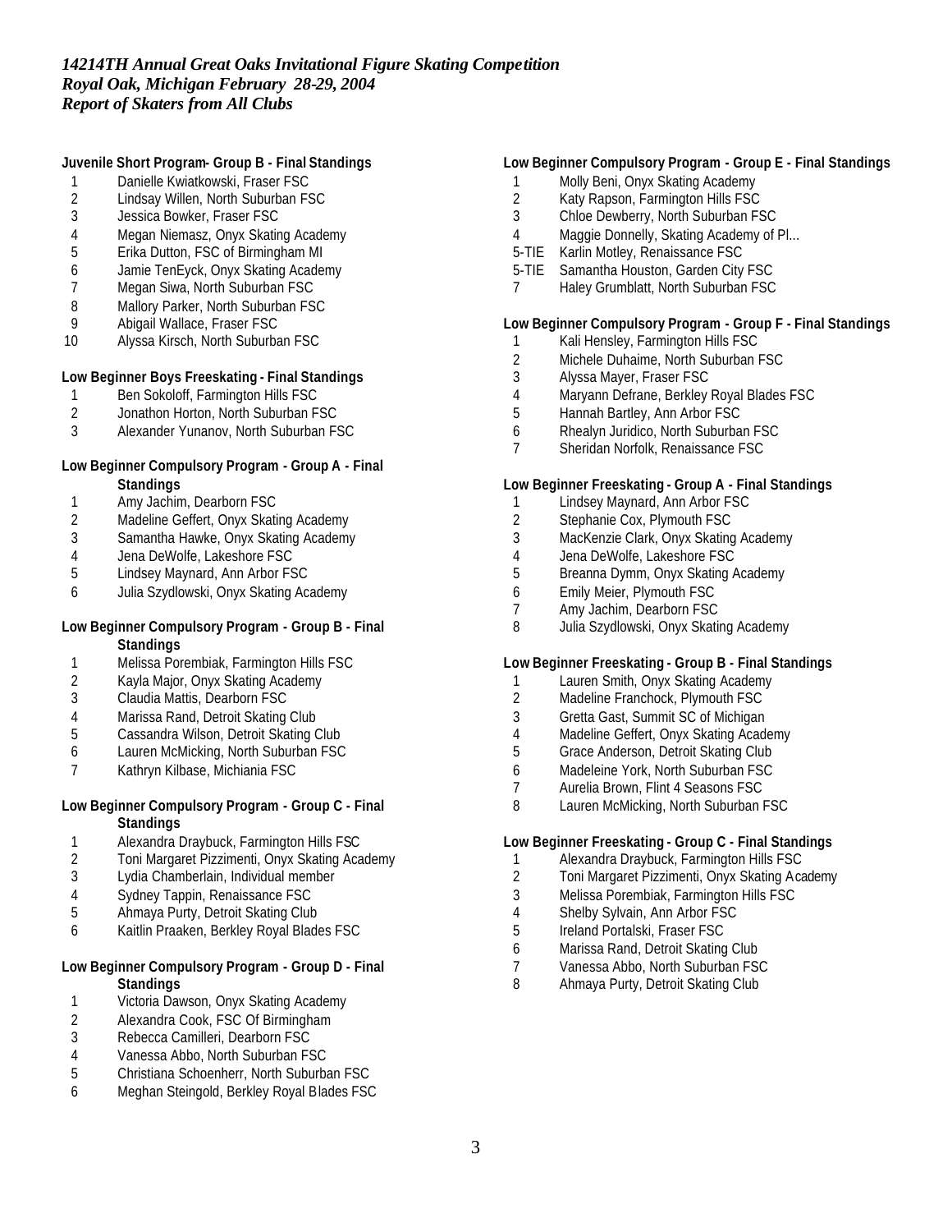*14214TH Annual Great Oaks Invitational Figure Skating Competition*
*Royal Oak, Michigan February 28-29, 2004*
*Report of Skaters from All Clubs*

**Juvenile Short Program- Group B - Final Standings**

1 Danielle Kwiatkowski, Fraser FSC
2 Lindsay Willen, North Suburban FSC
3 Jessica Bowker, Fraser FSC
4 Megan Niemasz, Onyx Skating Academy
5 Erika Dutton, FSC of Birmingham MI
6 Jamie TenEyck, Onyx Skating Academy
7 Megan Siwa, North Suburban FSC
8 Mallory Parker, North Suburban FSC
9 Abigail Wallace, Fraser FSC
10 Alyssa Kirsch, North Suburban FSC

**Low Beginner Boys Freeskating - Final Standings**

1 Ben Sokoloff, Farmington Hills FSC
2 Jonathon Horton, North Suburban FSC
3 Alexander Yunanov, North Suburban FSC

**Low Beginner Compulsory Program - Group A - Final Standings**

1 Amy Jachim, Dearborn FSC
2 Madeline Geffert, Onyx Skating Academy
3 Samantha Hawke, Onyx Skating Academy
4 Jena DeWolfe, Lakeshore FSC
5 Lindsey Maynard, Ann Arbor FSC
6 Julia Szydlowski, Onyx Skating Academy

**Low Beginner Compulsory Program - Group B - Final Standings**

1 Melissa Porembiak, Farmington Hills FSC
2 Kayla Major, Onyx Skating Academy
3 Claudia Mattis, Dearborn FSC
4 Marissa Rand, Detroit Skating Club
5 Cassandra Wilson, Detroit Skating Club
6 Lauren McMicking, North Suburban FSC
7 Kathryn Kilbase, Michiania FSC

**Low Beginner Compulsory Program - Group C - Final Standings**

1 Alexandra Draybuck, Farmington Hills FSC
2 Toni Margaret Pizzimenti, Onyx Skating Academy
3 Lydia Chamberlain, Individual member
4 Sydney Tappin, Renaissance FSC
5 Ahmaya Purty, Detroit Skating Club
6 Kaitlin Praaken, Berkley Royal Blades FSC

**Low Beginner Compulsory Program - Group D - Final Standings**

1 Victoria Dawson, Onyx Skating Academy
2 Alexandra Cook, FSC Of Birmingham
3 Rebecca Camilleri, Dearborn FSC
4 Vanessa Abbo, North Suburban FSC
5 Christiana Schoenherr, North Suburban FSC
6 Meghan Steingold, Berkley Royal Blades FSC

**Low Beginner Compulsory Program - Group E - Final Standings**

1 Molly Beni, Onyx Skating Academy
2 Katy Rapson, Farmington Hills FSC
3 Chloe Dewberry, North Suburban FSC
4 Maggie Donnelly, Skating Academy of Pl...
5-TIE Karlin Motley, Renaissance FSC
5-TIE Samantha Houston, Garden City FSC
7 Haley Grumblatt, North Suburban FSC

**Low Beginner Compulsory Program - Group F - Final Standings**

1 Kali Hensley, Farmington Hills FSC
2 Michele Duhaime, North Suburban FSC
3 Alyssa Mayer, Fraser FSC
4 Maryann Defrane, Berkley Royal Blades FSC
5 Hannah Bartley, Ann Arbor FSC
6 Rhealyn Juridico, North Suburban FSC
7 Sheridan Norfolk, Renaissance FSC

**Low Beginner Freeskating - Group A - Final Standings**

1 Lindsey Maynard, Ann Arbor FSC
2 Stephanie Cox, Plymouth FSC
3 MacKenzie Clark, Onyx Skating Academy
4 Jena DeWolfe, Lakeshore FSC
5 Breanna Dymm, Onyx Skating Academy
6 Emily Meier, Plymouth FSC
7 Amy Jachim, Dearborn FSC
8 Julia Szydlowski, Onyx Skating Academy

**Low Beginner Freeskating - Group B - Final Standings**

1 Lauren Smith, Onyx Skating Academy
2 Madeline Franchock, Plymouth FSC
3 Gretta Gast, Summit SC of Michigan
4 Madeline Geffert, Onyx Skating Academy
5 Grace Anderson, Detroit Skating Club
6 Madeleine York, North Suburban FSC
7 Aurelia Brown, Flint 4 Seasons FSC
8 Lauren McMicking, North Suburban FSC

**Low Beginner Freeskating - Group C - Final Standings**

1 Alexandra Draybuck, Farmington Hills FSC
2 Toni Margaret Pizzimenti, Onyx Skating Academy
3 Melissa Porembiak, Farmington Hills FSC
4 Shelby Sylvain, Ann Arbor FSC
5 Ireland Portalski, Fraser FSC
6 Marissa Rand, Detroit Skating Club
7 Vanessa Abbo, North Suburban FSC
8 Ahmaya Purty, Detroit Skating Club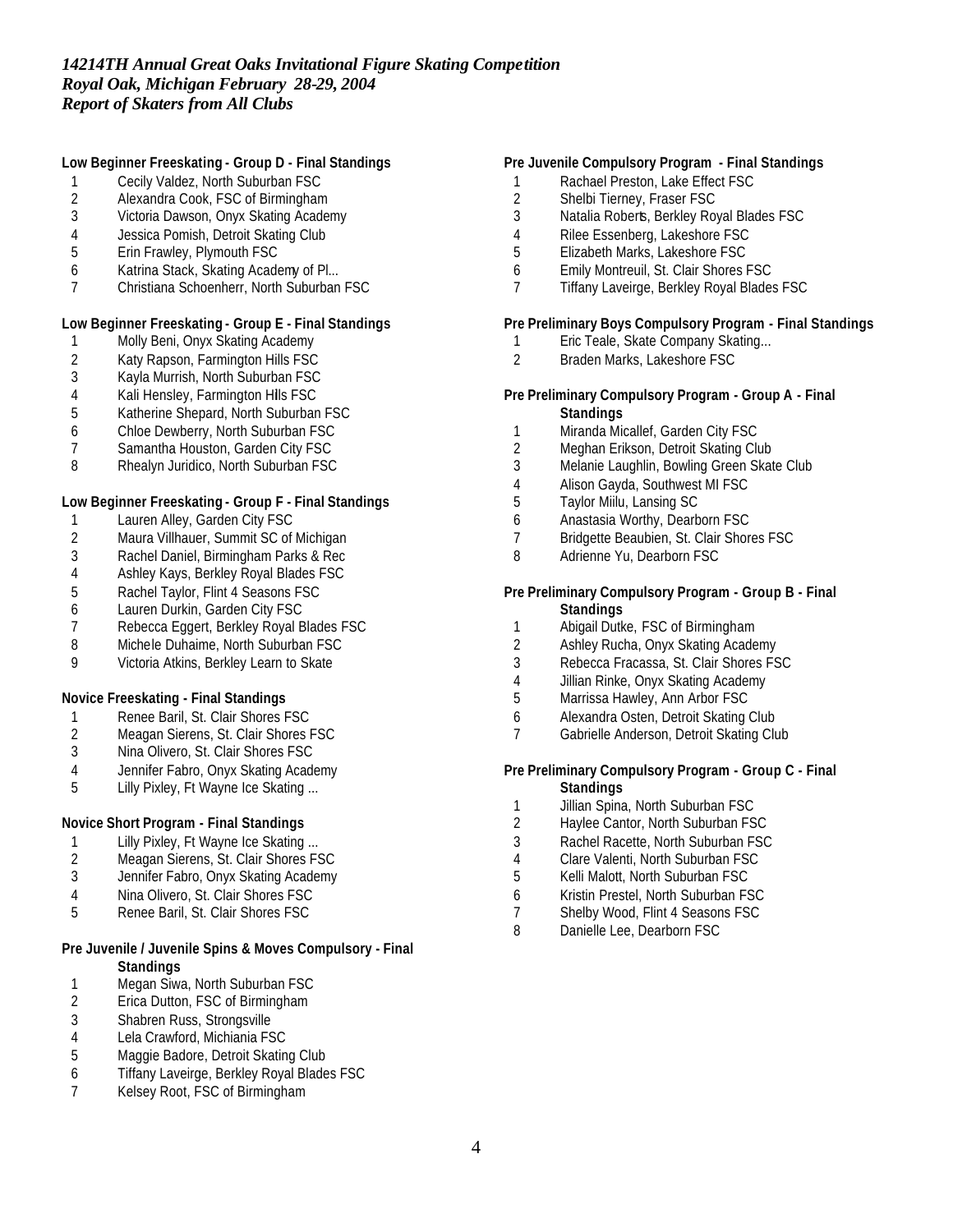*14214TH Annual Great Oaks Invitational Figure Skating Competition*
*Royal Oak, Michigan February 28-29, 2004*
*Report of Skaters from All Clubs*

**Low Beginner Freeskating - Group D - Final Standings**

1. Cecily Valdez, North Suburban FSC
2. Alexandra Cook, FSC of Birmingham
3. Victoria Dawson, Onyx Skating Academy
4. Jessica Pomish, Detroit Skating Club
5. Erin Frawley, Plymouth FSC
6. Katrina Stack, Skating Academy of Pl...
7. Christiana Schoenherr, North Suburban FSC

**Low Beginner Freeskating - Group E - Final Standings**

1. Molly Beni, Onyx Skating Academy
2. Katy Rapson, Farmington Hills FSC
3. Kayla Murrish, North Suburban FSC
4. Kali Hensley, Farmington Hlls FSC
5. Katherine Shepard, North Suburban FSC
6. Chloe Dewberry, North Suburban FSC
7. Samantha Houston, Garden City FSC
8. Rhealyn Juridico, North Suburban FSC

**Low Beginner Freeskating - Group F - Final Standings**

1. Lauren Alley, Garden City FSC
2. Maura Villhauer, Summit SC of Michigan
3. Rachel Daniel, Birmingham Parks & Rec
4. Ashley Kays, Berkley Royal Blades FSC
5. Rachel Taylor, Flint 4 Seasons FSC
6. Lauren Durkin, Garden City FSC
7. Rebecca Eggert, Berkley Royal Blades FSC
8. Michele Duhaime, North Suburban FSC
9. Victoria Atkins, Berkley Learn to Skate

**Novice Freeskating - Final Standings**

1. Renee Baril, St. Clair Shores FSC
2. Meagan Sierens, St. Clair Shores FSC
3. Nina Olivero, St. Clair Shores FSC
4. Jennifer Fabro, Onyx Skating Academy
5. Lilly Pixley, Ft Wayne Ice Skating ...

**Novice Short Program - Final Standings**

1. Lilly Pixley, Ft Wayne Ice Skating ...
2. Meagan Sierens, St. Clair Shores FSC
3. Jennifer Fabro, Onyx Skating Academy
4. Nina Olivero, St. Clair Shores FSC
5. Renee Baril, St. Clair Shores FSC

**Pre Juvenile / Juvenile Spins & Moves Compulsory - Final Standings**

1. Megan Siwa, North Suburban FSC
2. Erica Dutton, FSC of Birmingham
3. Shabren Russ, Strongsville
4. Lela Crawford, Michiania FSC
5. Maggie Badore, Detroit Skating Club
6. Tiffany Laveirge, Berkley Royal Blades FSC
7. Kelsey Root, FSC of Birmingham

**Pre Juvenile Compulsory Program - Final Standings**

1. Rachael Preston, Lake Effect FSC
2. Shelbi Tierney, Fraser FSC
3. Natalia Roberts, Berkley Royal Blades FSC
4. Rilee Essenberg, Lakeshore FSC
5. Elizabeth Marks, Lakeshore FSC
6. Emily Montreuil, St. Clair Shores FSC
7. Tiffany Laveirge, Berkley Royal Blades FSC

**Pre Preliminary Boys Compulsory Program - Final Standings**

1. Eric Teale, Skate Company Skating...
2. Braden Marks, Lakeshore FSC

**Pre Preliminary Compulsory Program - Group A - Final Standings**

1. Miranda Micallef, Garden City FSC
2. Meghan Erikson, Detroit Skating Club
3. Melanie Laughlin, Bowling Green Skate Club
4. Alison Gayda, Southwest MI FSC
5. Taylor Miilu, Lansing SC
6. Anastasia Worthy, Dearborn FSC
7. Bridgette Beaubien, St. Clair Shores FSC
8. Adrienne Yu, Dearborn FSC

**Pre Preliminary Compulsory Program - Group B - Final Standings**

1. Abigail Dutke, FSC of Birmingham
2. Ashley Rucha, Onyx Skating Academy
3. Rebecca Fracassa, St. Clair Shores FSC
4. Jillian Rinke, Onyx Skating Academy
5. Marrissa Hawley, Ann Arbor FSC
6. Alexandra Osten, Detroit Skating Club
7. Gabrielle Anderson, Detroit Skating Club

**Pre Preliminary Compulsory Program - Group C - Final Standings**

1. Jillian Spina, North Suburban FSC
2. Haylee Cantor, North Suburban FSC
3. Rachel Racette, North Suburban FSC
4. Clare Valenti, North Suburban FSC
5. Kelli Malott, North Suburban FSC
6. Kristin Prestel, North Suburban FSC
7. Shelby Wood, Flint 4 Seasons FSC
8. Danielle Lee, Dearborn FSC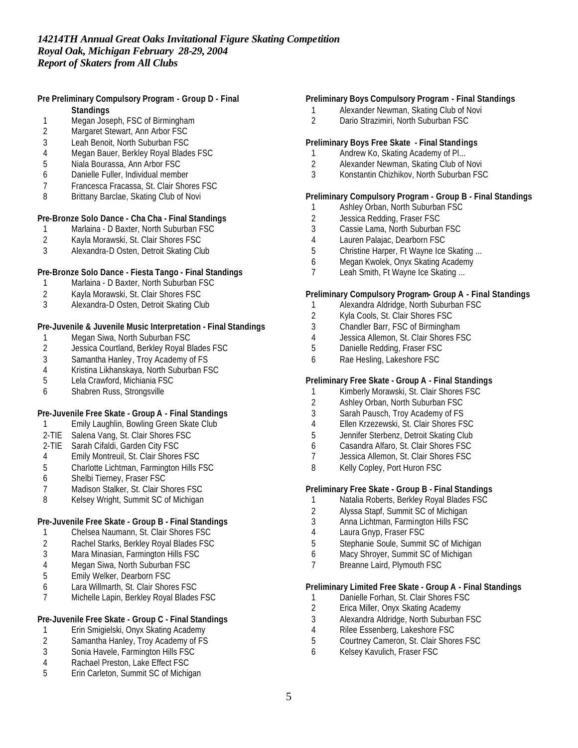*14214TH Annual Great Oaks Invitational Figure Skating Competition*
*Royal Oak, Michigan February 28-29, 2004*
*Report of Skaters from All Clubs*

**Pre Preliminary Compulsory Program - Group D - Final Standings**

1 Megan Joseph, FSC of Birmingham
2 Margaret Stewart, Ann Arbor FSC
3 Leah Benoit, North Suburban FSC
4 Megan Bauer, Berkley Royal Blades FSC
5 Niala Bourassa, Ann Arbor FSC
6 Danielle Fuller, Individual member
7 Francesca Fracassa, St. Clair Shores FSC
8 Brittany Barclae, Skating Club of Novi

**Pre-Bronze Solo Dance - Cha Cha - Final Standings**

1 Marlaina - D Baxter, North Suburban FSC
2 Kayla Morawski, St. Clair Shores FSC
3 Alexandra-D Osten, Detroit Skating Club

**Pre-Bronze Solo Dance - Fiesta Tango - Final Standings**

1 Marlaina - D Baxter, North Suburban FSC
2 Kayla Morawski, St. Clair Shores FSC
3 Alexandra-D Osten, Detroit Skating Club

**Pre-Juvenile & Juvenile Music Interpretation - Final Standings**

1 Megan Siwa, North Suburban FSC
2 Jessica Courtland, Berkley Royal Blades FSC
3 Samantha Hanley, Troy Academy of FS
4 Kristina Likhanskaya, North Suburban FSC
5 Lela Crawford, Michiania FSC
6 Shabren Russ, Strongsville

**Pre-Juvenile Free Skate - Group A - Final Standings**

1 Emily Laughlin, Bowling Green Skate Club
2-TIE Salena Vang, St. Clair Shores FSC
2-TIE Sarah Cifaldi, Garden City FSC
4 Emily Montreuil, St. Clair Shores FSC
5 Charlotte Lichtman, Farmington Hills FSC
6 Shelbi Tierney, Fraser FSC
7 Madison Stalker, St. Clair Shores FSC
8 Kelsey Wright, Summit SC of Michigan

**Pre-Juvenile Free Skate - Group B - Final Standings**

1 Chelsea Naumann, St. Clair Shores FSC
2 Rachel Starks, Berkley Royal Blades FSC
3 Mara Minasian, Farmington Hills FSC
4 Megan Siwa, North Suburban FSC
5 Emily Welker, Dearborn FSC
6 Lara Willmarth, St. Clair Shores FSC
7 Michelle Lapin, Berkley Royal Blades FSC

**Pre-Juvenile Free Skate - Group C - Final Standings**

1 Erin Smigielski, Onyx Skating Academy
2 Samantha Hanley, Troy Academy of FS
3 Sonia Havele, Farmington Hills FSC
4 Rachael Preston, Lake Effect FSC
5 Erin Carleton, Summit SC of Michigan

**Preliminary Boys Compulsory Program - Final Standings**

1 Alexander Newman, Skating Club of Novi
2 Dario Strazimiri, North Suburban FSC

**Preliminary Boys Free Skate - Final Standings**

1 Andrew Ko, Skating Academy of Pl...
2 Alexander Newman, Skating Club of Novi
3 Konstantin Chizhikov, North Suburban FSC

**Preliminary Compulsory Program - Group B - Final Standings**

1 Ashley Orban, North Suburban FSC
2 Jessica Redding, Fraser FSC
3 Cassie Lama, North Suburban FSC
4 Lauren Palajac, Dearborn FSC
5 Christine Harper, Ft Wayne Ice Skating ...
6 Megan Kwolek, Onyx Skating Academy
7 Leah Smith, Ft Wayne Ice Skating ...

**Preliminary Compulsory Program- Group A - Final Standings**

1 Alexandra Aldridge, North Suburban FSC
2 Kyla Cools, St. Clair Shores FSC
3 Chandler Barr, FSC of Birmingham
4 Jessica Allemon, St. Clair Shores FSC
5 Danielle Redding, Fraser FSC
6 Rae Hesling, Lakeshore FSC

**Preliminary Free Skate - Group A - Final Standings**

1 Kimberly Morawski, St. Clair Shores FSC
2 Ashley Orban, North Suburban FSC
3 Sarah Pausch, Troy Academy of FS
4 Ellen Krzezewski, St. Clair Shores FSC
5 Jennifer Sterbenz, Detroit Skating Club
6 Casandra Alfaro, St. Clair Shores FSC
7 Jessica Allemon, St. Clair Shores FSC
8 Kelly Copley, Port Huron FSC

**Preliminary Free Skate - Group B - Final Standings**

1 Natalia Roberts, Berkley Royal Blades FSC
2 Alyssa Stapf, Summit SC of Michigan
3 Anna Lichtman, Farmington Hills FSC
4 Laura Gnyp, Fraser FSC
5 Stephanie Soule, Summit SC of Michigan
6 Macy Shroyer, Summit SC of Michigan
7 Breanne Laird, Plymouth FSC

**Preliminary Limited Free Skate - Group A - Final Standings**

1 Danielle Forhan, St. Clair Shores FSC
2 Erica Miller, Onyx Skating Academy
3 Alexandra Aldridge, North Suburban FSC
4 Rilee Essenberg, Lakeshore FSC
5 Courtney Cameron, St. Clair Shores FSC
6 Kelsey Kavulich, Fraser FSC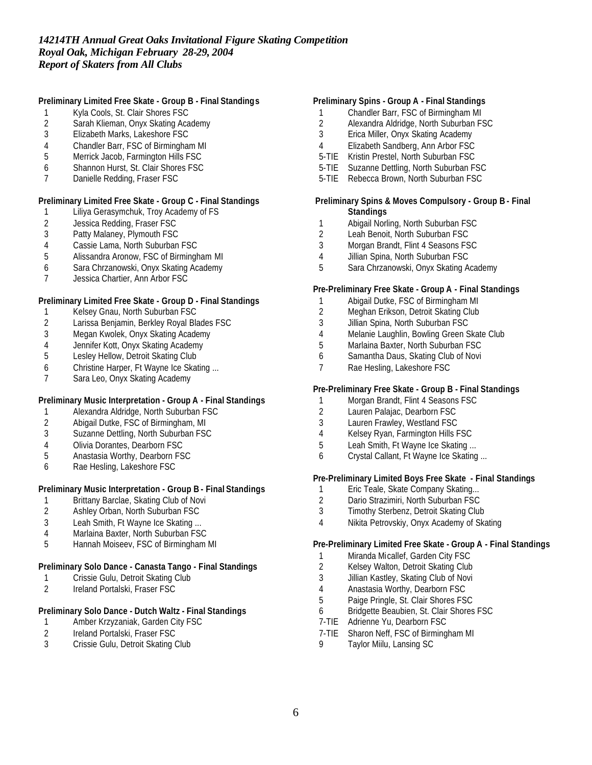*14214TH Annual Great Oaks Invitational Figure Skating Competition*
*Royal Oak, Michigan February 28-29, 2004*
*Report of Skaters from All Clubs*

**Preliminary Limited Free Skate - Group B - Final Standings**

1 Kyla Cools, St. Clair Shores FSC
2 Sarah Klieman, Onyx Skating Academy
3 Elizabeth Marks, Lakeshore FSC
4 Chandler Barr, FSC of Birmingham MI
5 Merrick Jacob, Farmington Hills FSC
6 Shannon Hurst, St. Clair Shores FSC
7 Danielle Redding, Fraser FSC

**Preliminary Limited Free Skate - Group C - Final Standings**

1 Liliya Gerasymchuk, Troy Academy of FS
2 Jessica Redding, Fraser FSC
3 Patty Malaney, Plymouth FSC
4 Cassie Lama, North Suburban FSC
5 Alissandra Aronow, FSC of Birmingham MI
6 Sara Chrzanowski, Onyx Skating Academy
7 Jessica Chartier, Ann Arbor FSC

**Preliminary Limited Free Skate - Group D - Final Standings**

1 Kelsey Gnau, North Suburban FSC
2 Larissa Benjamin, Berkley Royal Blades FSC
3 Megan Kwolek, Onyx Skating Academy
4 Jennifer Kott, Onyx Skating Academy
5 Lesley Hellow, Detroit Skating Club
6 Christine Harper, Ft Wayne Ice Skating ...
7 Sara Leo, Onyx Skating Academy

**Preliminary Music Interpretation - Group A - Final Standings**

1 Alexandra Aldridge, North Suburban FSC
2 Abigail Dutke, FSC of Birmingham, MI
3 Suzanne Dettling, North Suburban FSC
4 Olivia Dorantes, Dearborn FSC
5 Anastasia Worthy, Dearborn FSC
6 Rae Hesling, Lakeshore FSC

**Preliminary Music Interpretation - Group B - Final Standings**

1 Brittany Barclae, Skating Club of Novi
2 Ashley Orban, North Suburban FSC
3 Leah Smith, Ft Wayne Ice Skating ...
4 Marlaina Baxter, North Suburban FSC
5 Hannah Moiseev, FSC of Birmingham MI

**Preliminary Solo Dance - Canasta Tango - Final Standings**

1 Crissie Gulu, Detroit Skating Club
2 Ireland Portalski, Fraser FSC

**Preliminary Solo Dance - Dutch Waltz - Final Standings**

1 Amber Krzyzaniak, Garden City FSC
2 Ireland Portalski, Fraser FSC
3 Crissie Gulu, Detroit Skating Club

**Preliminary Spins - Group A - Final Standings**

1 Chandler Barr, FSC of Birmingham MI
2 Alexandra Aldridge, North Suburban FSC
3 Erica Miller, Onyx Skating Academy
4 Elizabeth Sandberg, Ann Arbor FSC
5-TIE Kristin Prestel, North Suburban FSC
5-TIE Suzanne Dettling, North Suburban FSC
5-TIE Rebecca Brown, North Suburban FSC

**Preliminary Spins & Moves Compulsory - Group B - Final Standings**

1 Abigail Norling, North Suburban FSC
2 Leah Benoit, North Suburban FSC
3 Morgan Brandt, Flint 4 Seasons FSC
4 Jillian Spina, North Suburban FSC
5 Sara Chrzanowski, Onyx Skating Academy

**Pre-Preliminary Free Skate - Group A - Final Standings**

1 Abigail Dutke, FSC of Birmingham MI
2 Meghan Erikson, Detroit Skating Club
3 Jillian Spina, North Suburban FSC
4 Melanie Laughlin, Bowling Green Skate Club
5 Marlaina Baxter, North Suburban FSC
6 Samantha Daus, Skating Club of Novi
7 Rae Hesling, Lakeshore FSC

**Pre-Preliminary Free Skate - Group B - Final Standings**

1 Morgan Brandt, Flint 4 Seasons FSC
2 Lauren Palajac, Dearborn FSC
3 Lauren Frawley, Westland FSC
4 Kelsey Ryan, Farmington Hills FSC
5 Leah Smith, Ft Wayne Ice Skating ...
6 Crystal Callant, Ft Wayne Ice Skating ...

**Pre-Preliminary Limited Boys Free Skate - Final Standings**

1 Eric Teale, Skate Company Skating...
2 Dario Strazimiri, North Suburban FSC
3 Timothy Sterbenz, Detroit Skating Club
4 Nikita Petrovskiy, Onyx Academy of Skating

**Pre-Preliminary Limited Free Skate - Group A - Final Standings**

1 Miranda Micallef, Garden City FSC
2 Kelsey Walton, Detroit Skating Club
3 Jillian Kastley, Skating Club of Novi
4 Anastasia Worthy, Dearborn FSC
5 Paige Pringle, St. Clair Shores FSC
6 Bridgette Beaubien, St. Clair Shores FSC
7-TIE Adrienne Yu, Dearborn FSC
7-TIE Sharon Neff, FSC of Birmingham MI
9 Taylor Miilu, Lansing SC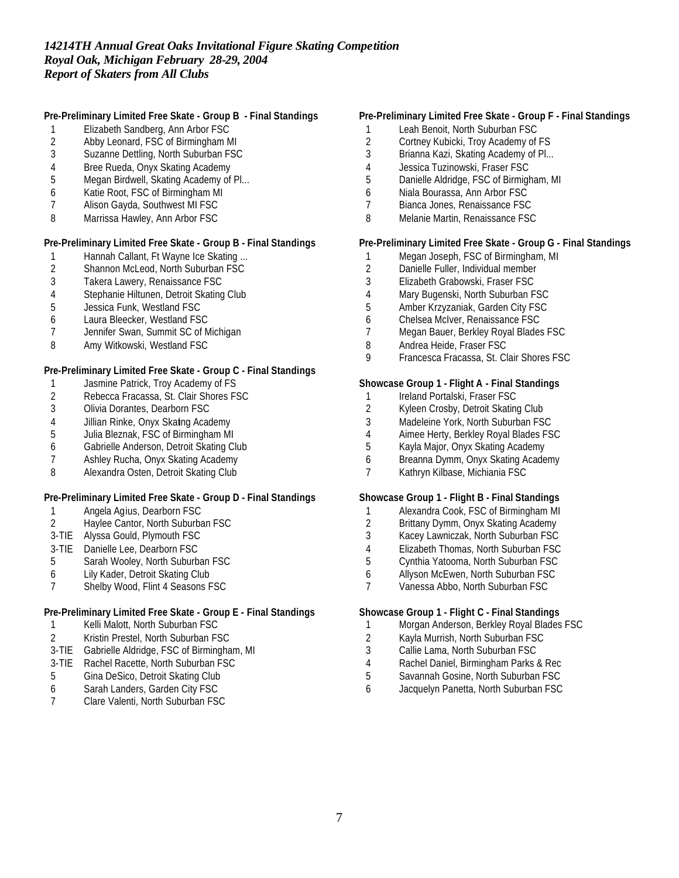*14214TH Annual Great Oaks Invitational Figure Skating Competition*
*Royal Oak, Michigan February 28-29, 2004*
*Report of Skaters from All Clubs*

**Pre-Preliminary Limited Free Skate - Group B - Final Standings**

1 Elizabeth Sandberg, Ann Arbor FSC
2 Abby Leonard, FSC of Birmingham MI
3 Suzanne Dettling, North Suburban FSC
4 Bree Rueda, Onyx Skating Academy
5 Megan Birdwell, Skating Academy of Pl...
6 Katie Root, FSC of Birmingham MI
7 Alison Gayda, Southwest MI FSC
8 Marrissa Hawley, Ann Arbor FSC

**Pre-Preliminary Limited Free Skate - Group B - Final Standings**

1 Hannah Callant, Ft Wayne Ice Skating ...
2 Shannon McLeod, North Suburban FSC
3 Takera Lawery, Renaissance FSC
4 Stephanie Hiltunen, Detroit Skating Club
5 Jessica Funk, Westland FSC
6 Laura Bleecker, Westland FSC
7 Jennifer Swan, Summit SC of Michigan
8 Amy Witkowski, Westland FSC

**Pre-Preliminary Limited Free Skate - Group C - Final Standings**

1 Jasmine Patrick, Troy Academy of FS
2 Rebecca Fracassa, St. Clair Shores FSC
3 Olivia Dorantes, Dearborn FSC
4 Jillian Rinke, Onyx Skating Academy
5 Julia Bleznak, FSC of Birmingham MI
6 Gabrielle Anderson, Detroit Skating Club
7 Ashley Rucha, Onyx Skating Academy
8 Alexandra Osten, Detroit Skating Club

**Pre-Preliminary Limited Free Skate - Group D - Final Standings**

1 Angela Agius, Dearborn FSC
2 Haylee Cantor, North Suburban FSC
3-TIE Alyssa Gould, Plymouth FSC
3-TIE Danielle Lee, Dearborn FSC
5 Sarah Wooley, North Suburban FSC
6 Lily Kader, Detroit Skating Club
7 Shelby Wood, Flint 4 Seasons FSC

**Pre-Preliminary Limited Free Skate - Group E - Final Standings**

1 Kelli Malott, North Suburban FSC
2 Kristin Prestel, North Suburban FSC
3-TIE Gabrielle Aldridge, FSC of Birmingham, MI
3-TIE Rachel Racette, North Suburban FSC
5 Gina DeSico, Detroit Skating Club
6 Sarah Landers, Garden City FSC
7 Clare Valenti, North Suburban FSC

**Pre-Preliminary Limited Free Skate - Group F - Final Standings**

1 Leah Benoit, North Suburban FSC
2 Cortney Kubicki, Troy Academy of FS
3 Brianna Kazi, Skating Academy of Pl...
4 Jessica Tuzinowski, Fraser FSC
5 Danielle Aldridge, FSC of Birmigham, MI
6 Niala Bourassa, Ann Arbor FSC
7 Bianca Jones, Renaissance FSC
8 Melanie Martin, Renaissance FSC

**Pre-Preliminary Limited Free Skate - Group G - Final Standings**

1 Megan Joseph, FSC of Birmingham, MI
2 Danielle Fuller, Individual member
3 Elizabeth Grabowski, Fraser FSC
4 Mary Bugenski, North Suburban FSC
5 Amber Krzyzaniak, Garden City FSC
6 Chelsea McIver, Renaissance FSC
7 Megan Bauer, Berkley Royal Blades FSC
8 Andrea Heide, Fraser FSC
9 Francesca Fracassa, St. Clair Shores FSC

**Showcase Group 1 - Flight A - Final Standings**

1 Ireland Portalski, Fraser FSC
2 Kyleen Crosby, Detroit Skating Club
3 Madeleine York, North Suburban FSC
4 Aimee Herty, Berkley Royal Blades FSC
5 Kayla Major, Onyx Skating Academy
6 Breanna Dymm, Onyx Skating Academy
7 Kathryn Kilbase, Michiania FSC

**Showcase Group 1 - Flight B - Final Standings**

1 Alexandra Cook, FSC of Birmingham MI
2 Brittany Dymm, Onyx Skating Academy
3 Kacey Lawniczak, North Suburban FSC
4 Elizabeth Thomas, North Suburban FSC
5 Cynthia Yatooma, North Suburban FSC
6 Allyson McEwen, North Suburban FSC
7 Vanessa Abbo, North Suburban FSC

**Showcase Group 1 - Flight C - Final Standings**

1 Morgan Anderson, Berkley Royal Blades FSC
2 Kayla Murrish, North Suburban FSC
3 Callie Lama, North Suburban FSC
4 Rachel Daniel, Birmingham Parks & Rec
5 Savannah Gosine, North Suburban FSC
6 Jacquelyn Panetta, North Suburban FSC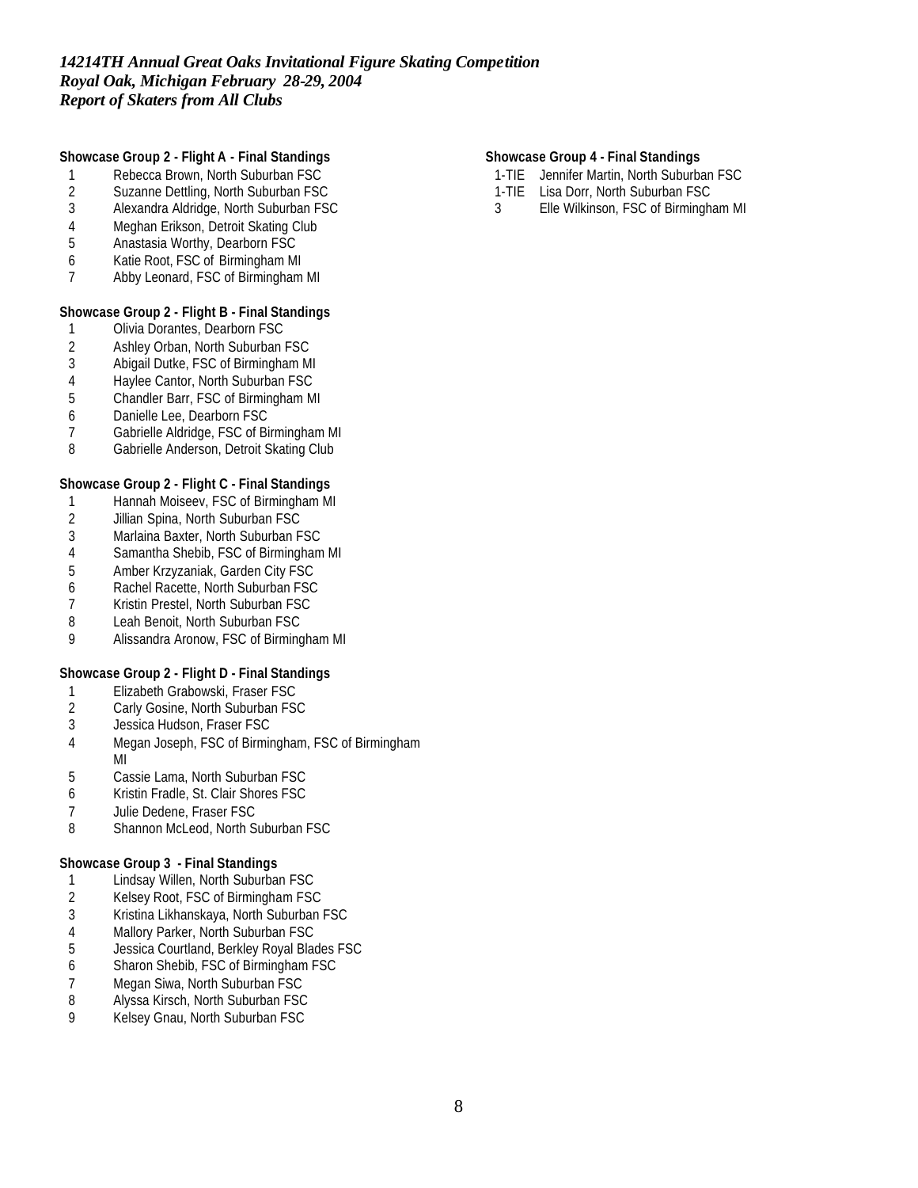*14214TH Annual Great Oaks Invitational Figure Skating Competition*
*Royal Oak, Michigan February 28-29, 2004*
*Report of Skaters from All Clubs*

**Showcase Group 2 - Flight A - Final Standings**

1 Rebecca Brown, North Suburban FSC
2 Suzanne Dettling, North Suburban FSC
3 Alexandra Aldridge, North Suburban FSC
4 Meghan Erikson, Detroit Skating Club
5 Anastasia Worthy, Dearborn FSC
6 Katie Root, FSC of Birmingham MI
7 Abby Leonard, FSC of Birmingham MI

**Showcase Group 2 - Flight B - Final Standings**

1 Olivia Dorantes, Dearborn FSC
2 Ashley Orban, North Suburban FSC
3 Abigail Dutke, FSC of Birmingham MI
4 Haylee Cantor, North Suburban FSC
5 Chandler Barr, FSC of Birmingham MI
6 Danielle Lee, Dearborn FSC
7 Gabrielle Aldridge, FSC of Birmingham MI
8 Gabrielle Anderson, Detroit Skating Club

**Showcase Group 2 - Flight C - Final Standings**

1 Hannah Moiseev, FSC of Birmingham MI
2 Jillian Spina, North Suburban FSC
3 Marlaina Baxter, North Suburban FSC
4 Samantha Shebib, FSC of Birmingham MI
5 Amber Krzyzaniak, Garden City FSC
6 Rachel Racette, North Suburban FSC
7 Kristin Prestel, North Suburban FSC
8 Leah Benoit, North Suburban FSC
9 Alissandra Aronow, FSC of Birmingham MI

**Showcase Group 2 - Flight D - Final Standings**

1 Elizabeth Grabowski, Fraser FSC
2 Carly Gosine, North Suburban FSC
3 Jessica Hudson, Fraser FSC
4 Megan Joseph, FSC of Birmingham, FSC of Birmingham MI
5 Cassie Lama, North Suburban FSC
6 Kristin Fradle, St. Clair Shores FSC
7 Julie Dedene, Fraser FSC
8 Shannon McLeod, North Suburban FSC

**Showcase Group 3 - Final Standings**

1 Lindsay Willen, North Suburban FSC
2 Kelsey Root, FSC of Birmingham FSC
3 Kristina Likhanskaya, North Suburban FSC
4 Mallory Parker, North Suburban FSC
5 Jessica Courtland, Berkley Royal Blades FSC
6 Sharon Shebib, FSC of Birmingham FSC
7 Megan Siwa, North Suburban FSC
8 Alyssa Kirsch, North Suburban FSC
9 Kelsey Gnau, North Suburban FSC

**Showcase Group 4 - Final Standings**

1-TIE Jennifer Martin, North Suburban FSC
1-TIE Lisa Dorr, North Suburban FSC
3 Elle Wilkinson, FSC of Birmingham MI